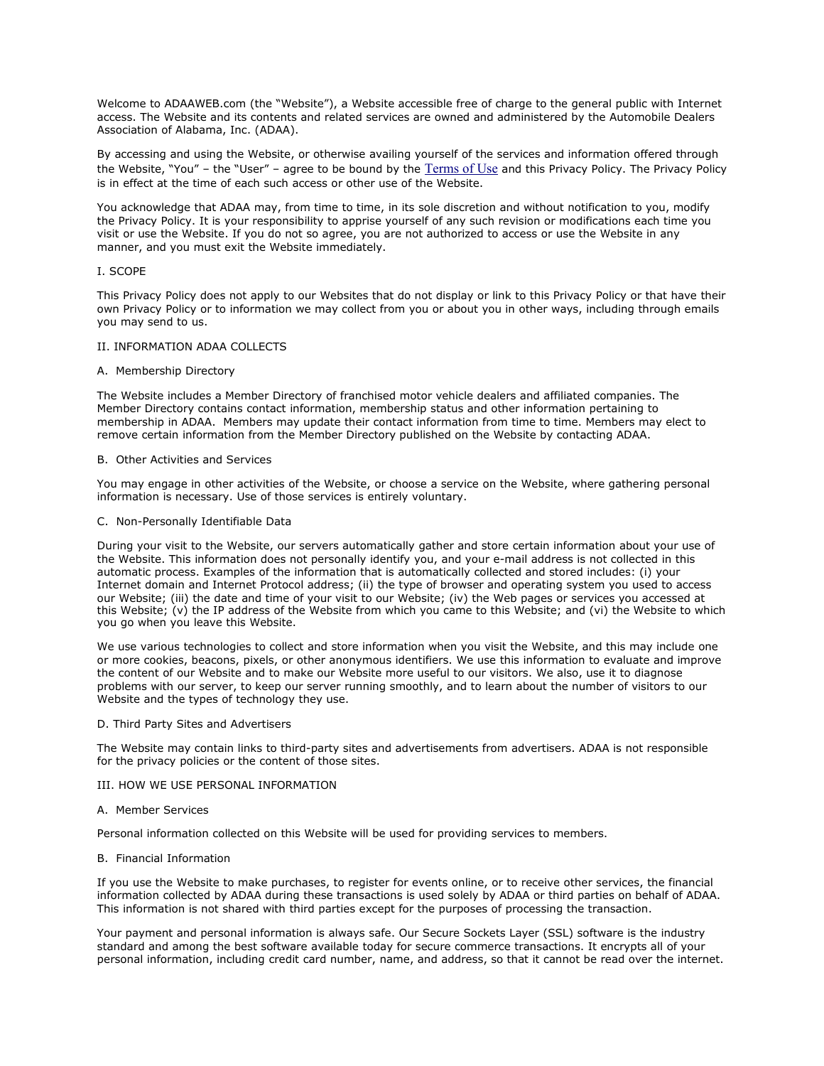Welcome to ADAAWEB.com (the "Website"), a Website accessible free of charge to the general public with Internet access. The Website and its contents and related services are owned and administered by the Automobile Dealers Association of Alabama, Inc. (ADAA).

By accessing and using the Website, or otherwise availing yourself of the services and information offered through the Website, "You" – the "User" – agree to be bound by the Terms of Use and this Privacy Policy. The Privacy Policy is in effect at the time of each such access or other use of the Website.

You acknowledge that ADAA may, from time to time, in its sole discretion and without notification to you, modify the Privacy Policy. It is your responsibility to apprise yourself of any such revision or modifications each time you visit or use the Website. If you do not so agree, you are not authorized to access or use the Website in any manner, and you must exit the Website immediately.

## I. SCOPE

This Privacy Policy does not apply to our Websites that do not display or link to this Privacy Policy or that have their own Privacy Policy or to information we may collect from you or about you in other ways, including through emails you may send to us.

## II. INFORMATION ADAA COLLECTS

### A. Membership Directory

The Website includes a Member Directory of franchised motor vehicle dealers and affiliated companies. The Member Directory contains contact information, membership status and other information pertaining to membership in ADAA. Members may update their contact information from time to time. Members may elect to remove certain information from the Member Directory published on the Website by contacting ADAA.

### B. Other Activities and Services

You may engage in other activities of the Website, or choose a service on the Website, where gathering personal information is necessary. Use of those services is entirely voluntary.

### C. Non-Personally Identifiable Data

During your visit to the Website, our servers automatically gather and store certain information about your use of the Website. This information does not personally identify you, and your e-mail address is not collected in this automatic process. Examples of the information that is automatically collected and stored includes: (i) your Internet domain and Internet Protocol address; (ii) the type of browser and operating system you used to access our Website; (iii) the date and time of your visit to our Website; (iv) the Web pages or services you accessed at this Website; (v) the IP address of the Website from which you came to this Website; and (vi) the Website to which you go when you leave this Website.

We use various technologies to collect and store information when you visit the Website, and this may include one or more cookies, beacons, pixels, or other anonymous identifiers. We use this information to evaluate and improve the content of our Website and to make our Website more useful to our visitors. We also, use it to diagnose problems with our server, to keep our server running smoothly, and to learn about the number of visitors to our Website and the types of technology they use.

### D. Third Party Sites and Advertisers

The Website may contain links to third-party sites and advertisements from advertisers. ADAA is not responsible for the privacy policies or the content of those sites.

## III. HOW WE USE PERSONAL INFORMATION

### A. Member Services

Personal information collected on this Website will be used for providing services to members.

### B. Financial Information

If you use the Website to make purchases, to register for events online, or to receive other services, the financial information collected by ADAA during these transactions is used solely by ADAA or third parties on behalf of ADAA. This information is not shared with third parties except for the purposes of processing the transaction.

Your payment and personal information is always safe. Our Secure Sockets Layer (SSL) software is the industry standard and among the best software available today for secure commerce transactions. It encrypts all of your personal information, including credit card number, name, and address, so that it cannot be read over the internet.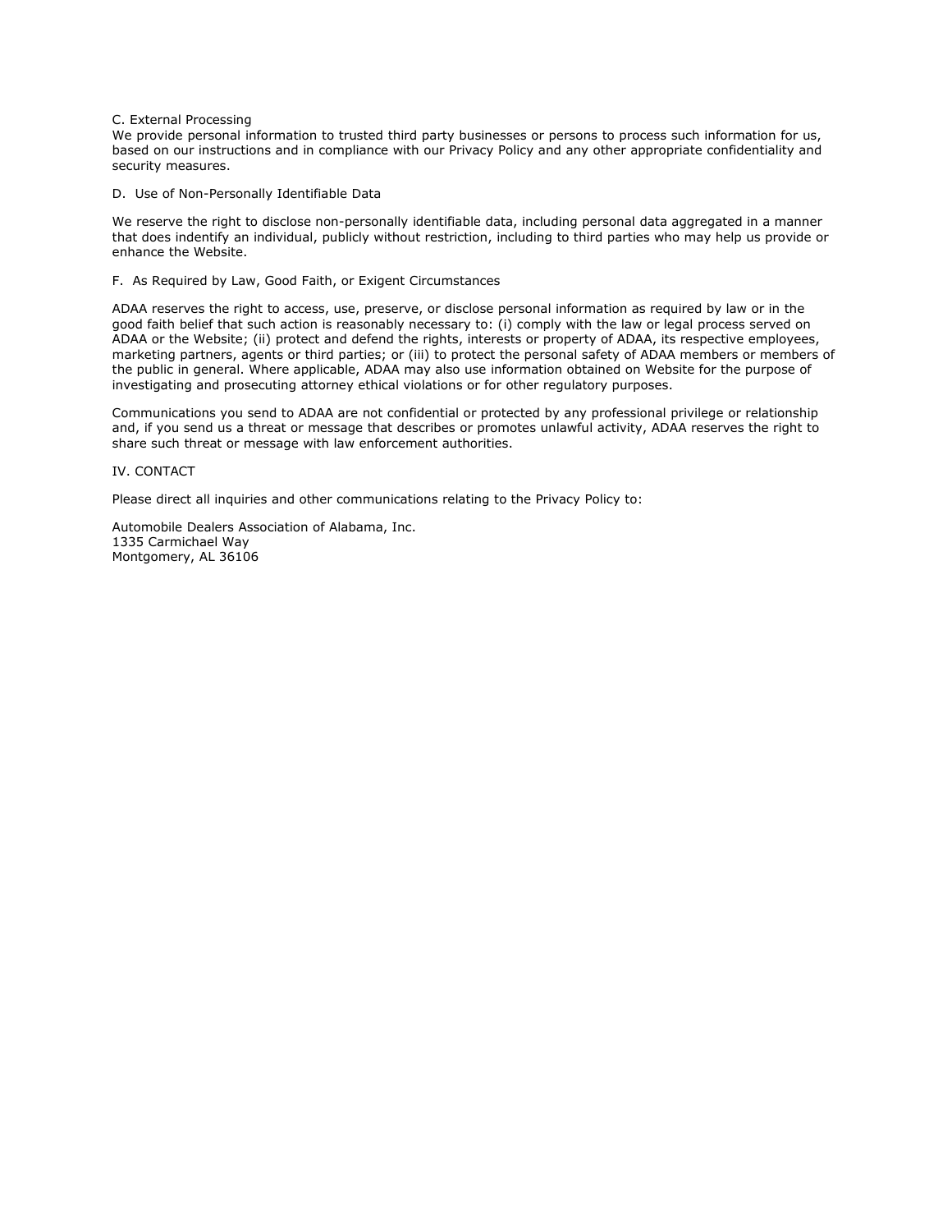C. External Processing

We provide personal information to trusted third party businesses or persons to process such information for us, based on our instructions and in compliance with our Privacy Policy and any other appropriate confidentiality and security measures.

D. Use of Non-Personally Identifiable Data

We reserve the right to disclose non-personally identifiable data, including personal data aggregated in a manner that does indentify an individual, publicly without restriction, including to third parties who may help us provide or enhance the Website.

F. As Required by Law, Good Faith, or Exigent Circumstances

ADAA reserves the right to access, use, preserve, or disclose personal information as required by law or in the good faith belief that such action is reasonably necessary to: (i) comply with the law or legal process served on ADAA or the Website; (ii) protect and defend the rights, interests or property of ADAA, its respective employees, marketing partners, agents or third parties; or (iii) to protect the personal safety of ADAA members or members of the public in general. Where applicable, ADAA may also use information obtained on Website for the purpose of investigating and prosecuting attorney ethical violations or for other regulatory purposes.

Communications you send to ADAA are not confidential or protected by any professional privilege or relationship and, if you send us a threat or message that describes or promotes unlawful activity, ADAA reserves the right to share such threat or message with law enforcement authorities.

IV. CONTACT

Please direct all inquiries and other communications relating to the Privacy Policy to:

Automobile Dealers Association of Alabama, Inc.
1335 Carmichael Way
Montgomery, AL 36106